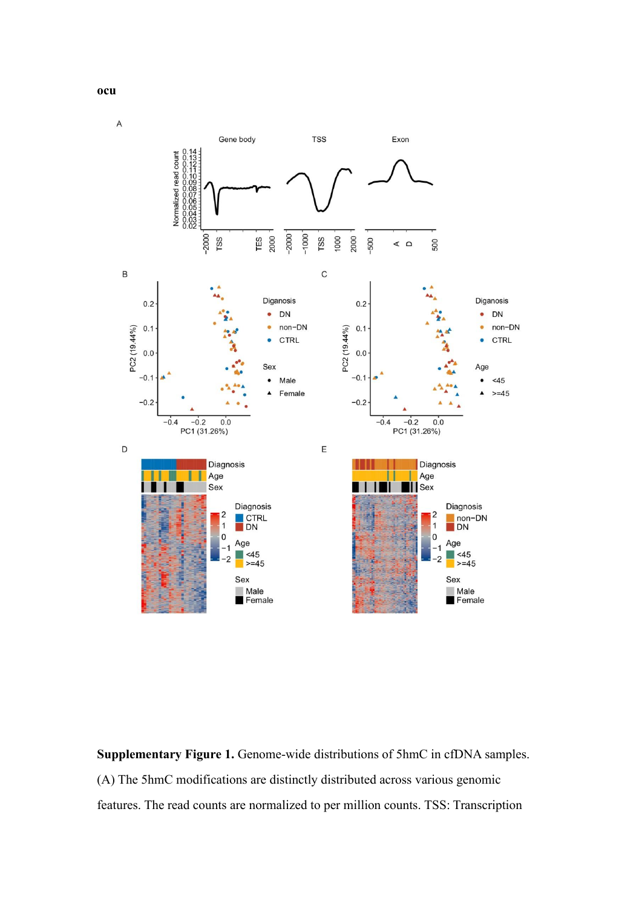**ocu**

**Supplementary Figure 1.** Genome-wide distributions of 5hmC in cfDNA samples. (A) The 5hmC modifications are distinctly distributed across various genomic features. The read counts are normalized to per million counts. TSS: Transcription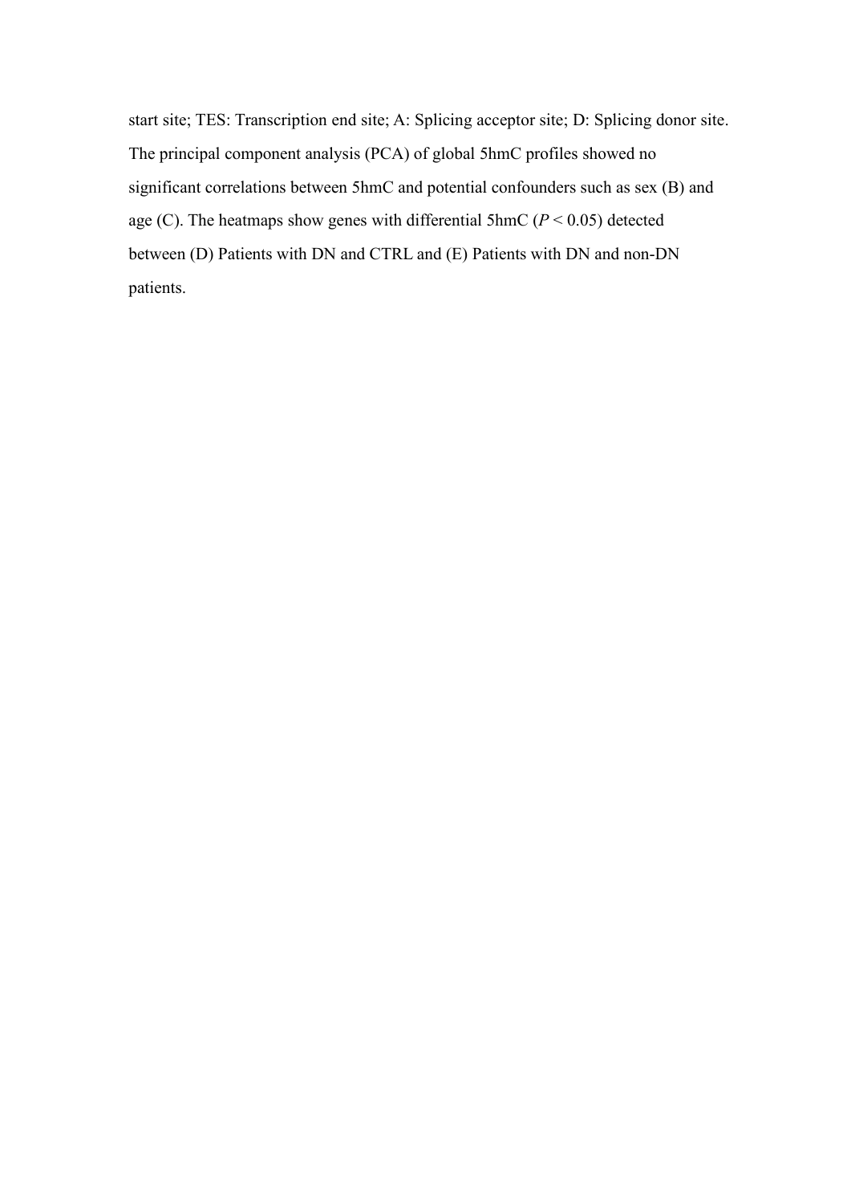start site; TES: Transcription end site; A: Splicing acceptor site; D: Splicing donor site. The principal component analysis (PCA) of global 5hmC profiles showed no significant correlations between 5hmC and potential confounders such as sex (B) and age (C). The heatmaps show genes with differential 5hmC ($P < 0.05$) detected between (D) Patients with DN and CTRL and (E) Patients with DN and non-DN patients.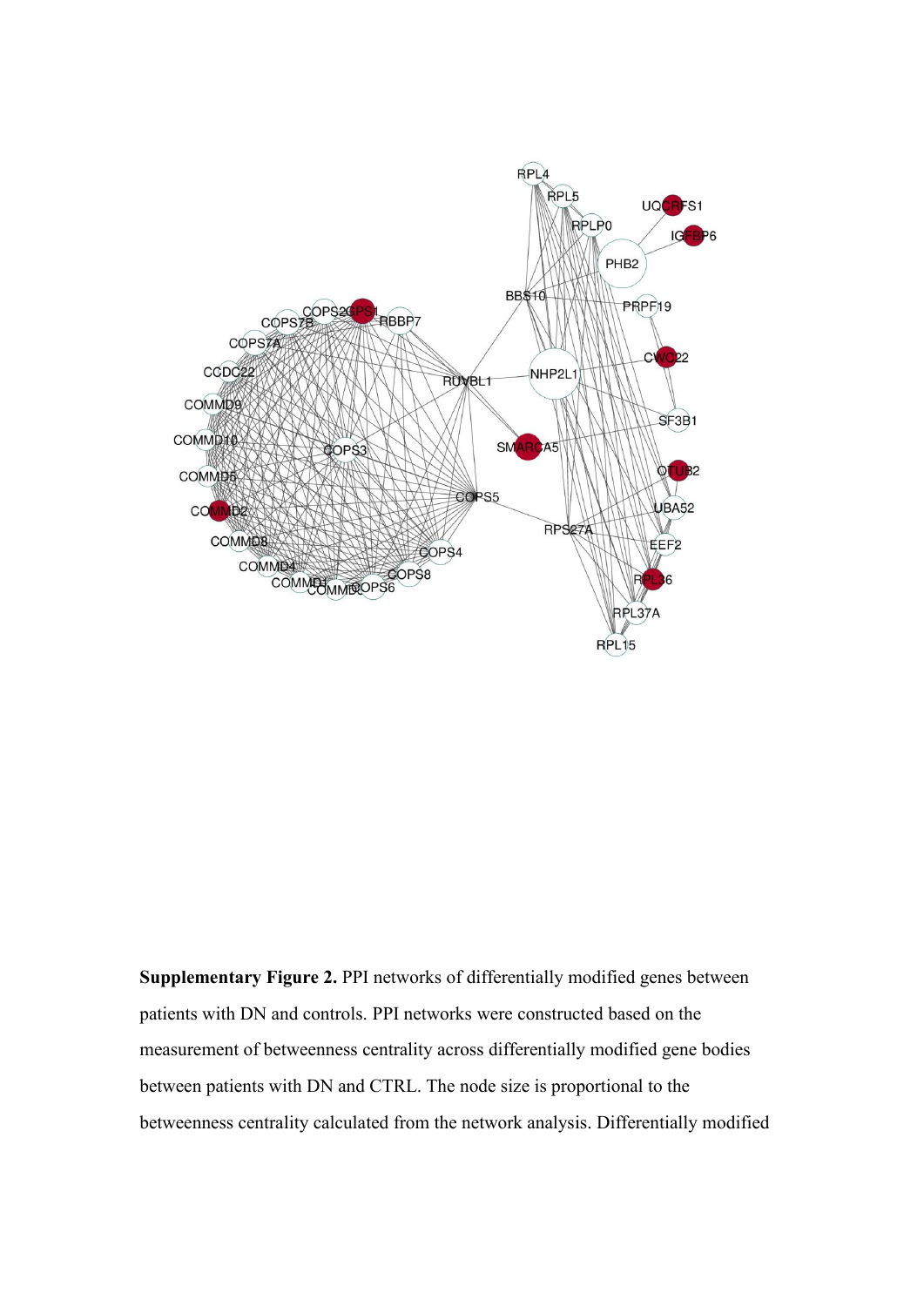**Supplementary Figure 2.** PPI networks of differentially modified genes between patients with DN and controls. PPI networks were constructed based on the measurement of betweenness centrality across differentially modified gene bodies between patients with DN and CTRL. The node size is proportional to the betweenness centrality calculated from the network analysis. Differentially modified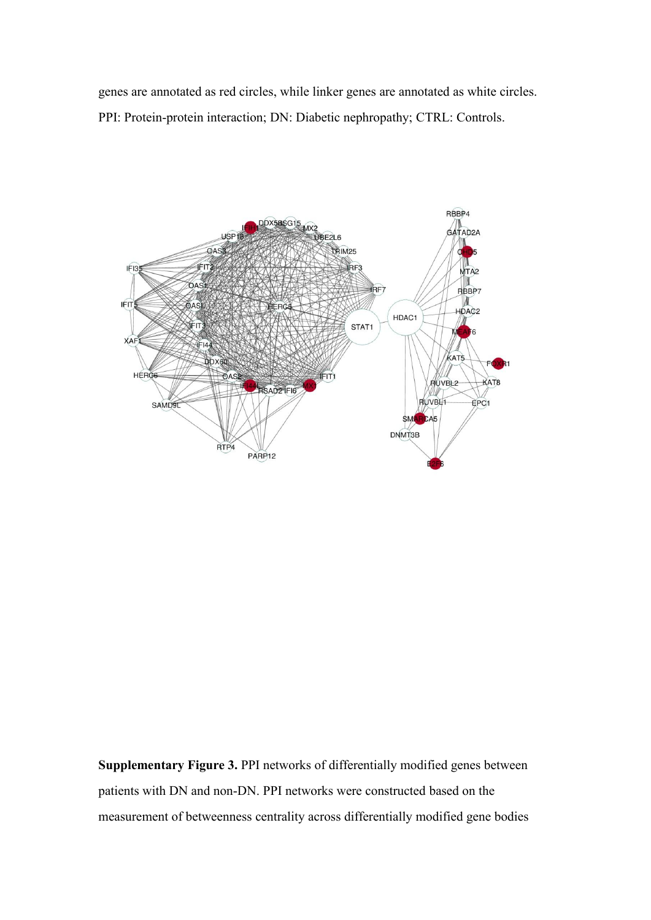genes are annotated as red circles, while linker genes are annotated as white circles. PPI: Protein-protein interaction; DN: Diabetic nephropathy; CTRL: Controls.

**Supplementary Figure 3.** PPI networks of differentially modified genes between patients with DN and non-DN. PPI networks were constructed based on the measurement of betweenness centrality across differentially modified gene bodies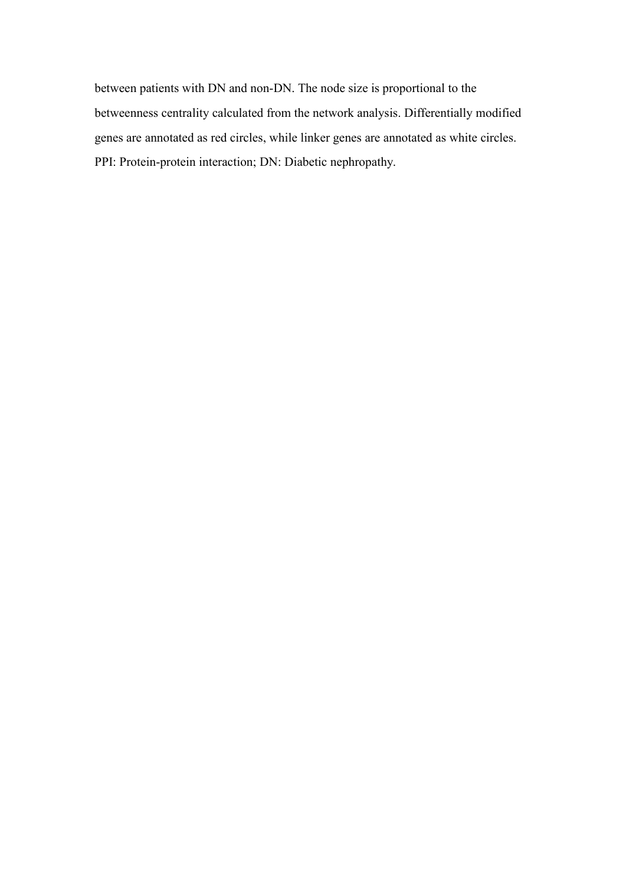between patients with DN and non-DN. The node size is proportional to the betweenness centrality calculated from the network analysis. Differentially modified genes are annotated as red circles, while linker genes are annotated as white circles. PPI: Protein-protein interaction; DN: Diabetic nephropathy.